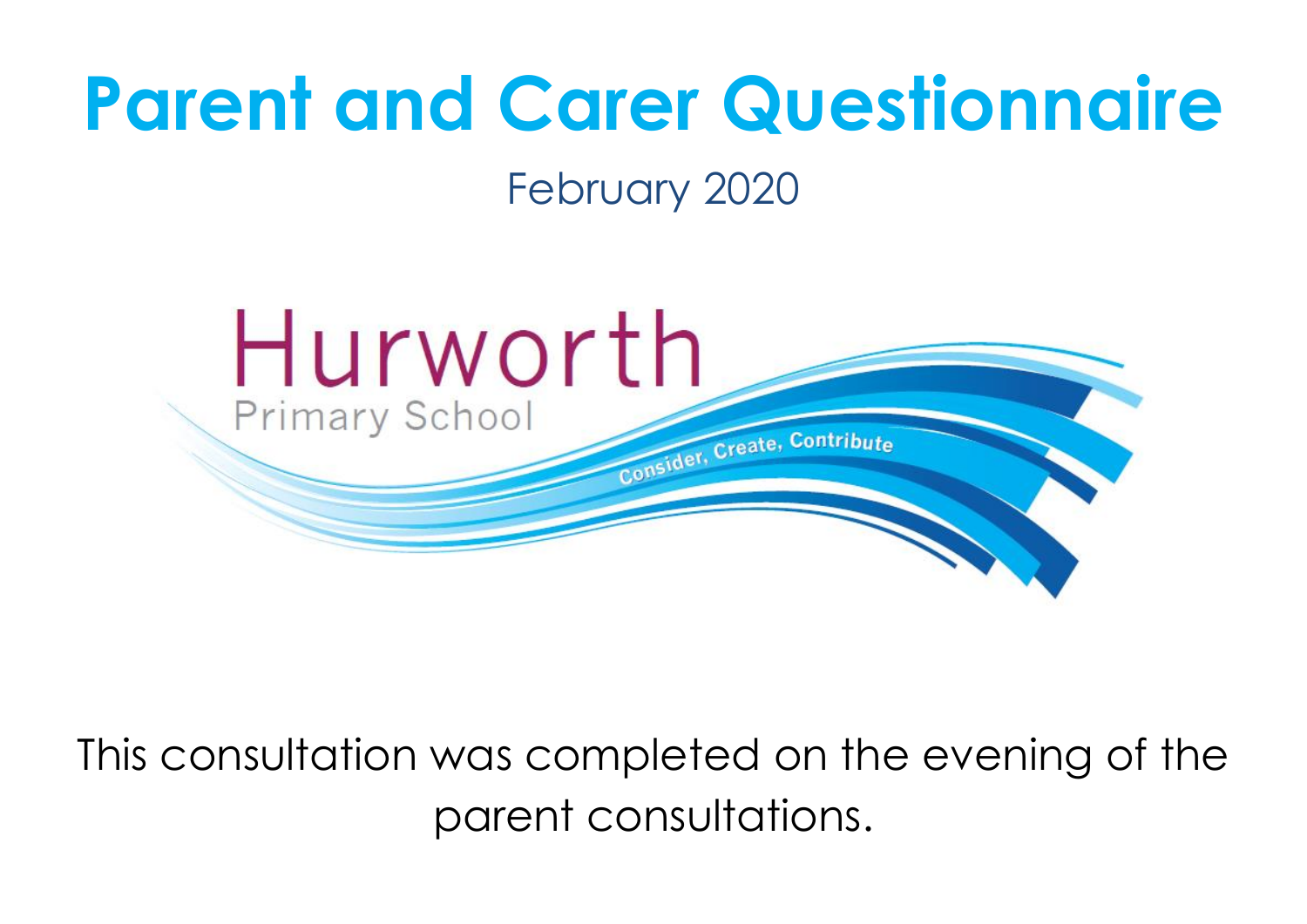# Parent and Carer Questionnaire

February 2020

Hurworth

Primary School

Consider, Create, Contribute

This consultation was completed on the evening of the parent consultations.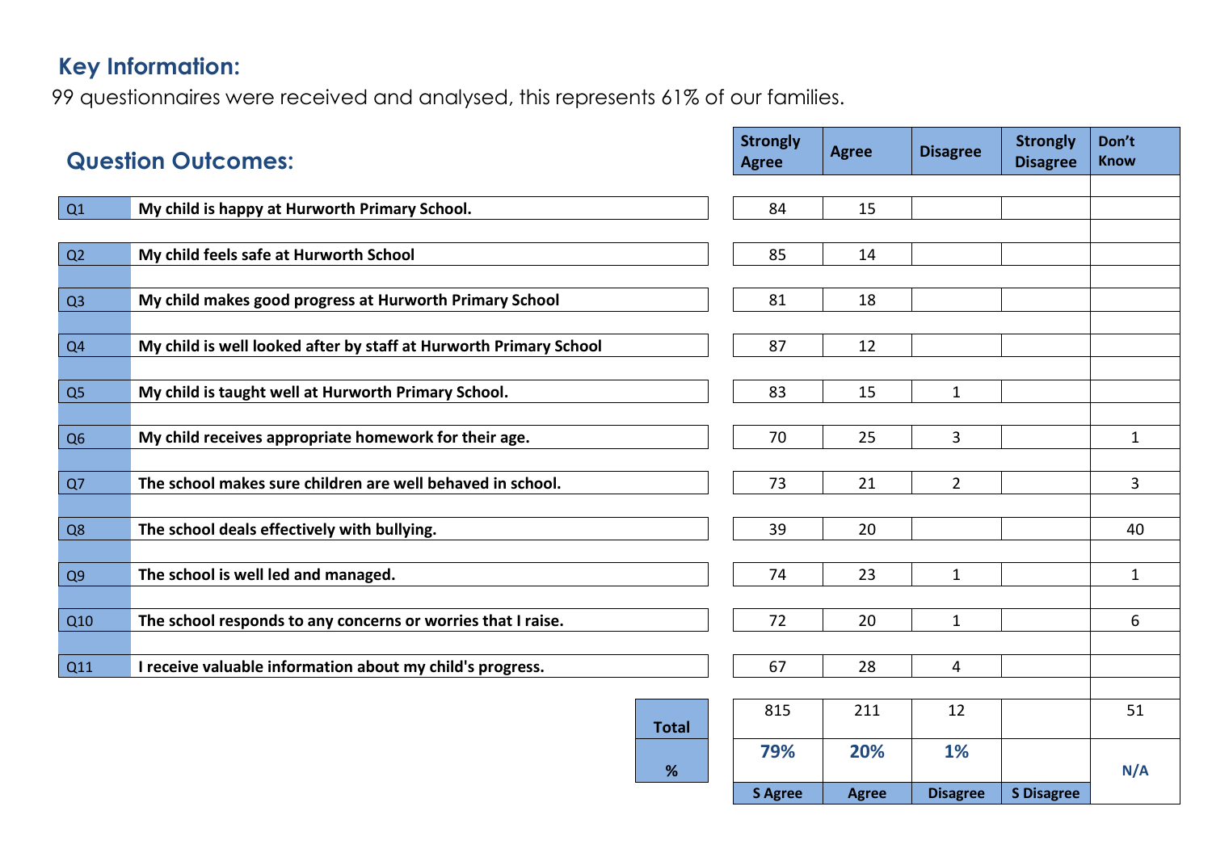## Key Information:

99 questionnaires were received and analysed, this represents 61% of our families.

## Question Outcomes:

| | | Strongly Agree | Agree | Disagree | Strongly Disagree | Don't Know |
|---|---|---|---|---|---|---|
| Q1 | **My child is happy at Hurworth Primary School.** | 84 | 15 | | | |
| Q2 | **My child feels safe at Hurworth School** | 85 | 14 | | | |
| Q3 | **My child makes good progress at Hurworth Primary School** | 81 | 18 | | | |
| Q4 | **My child is well looked after by staff at Hurworth Primary School** | 87 | 12 | | | |
| Q5 | **My child is taught well at Hurworth Primary School.** | 83 | 15 | 1 | | |
| Q6 | **My child receives appropriate homework for their age.** | 70 | 25 | 3 | | 1 |
| Q7 | **The school makes sure children are well behaved in school.** | 73 | 21 | 2 | | 3 |
| Q8 | **The school deals effectively with bullying.** | 39 | 20 | | | 40 |
| Q9 | **The school is well led and managed.** | 74 | 23 | 1 | | 1 |
| Q10 | **The school responds to any concerns or worries that I raise.** | 72 | 20 | 1 | | 6 |
| Q11 | **I receive valuable information about my child's progress.** | 67 | 28 | 4 | | |
| | **Total** | 815 | 211 | 12 | | 51 |
| | **%** | **79%** | **20%** | **1%** | | **N/A** |
| | | **S Agree** | **Agree** | **Disagree** | **S Disagree** | |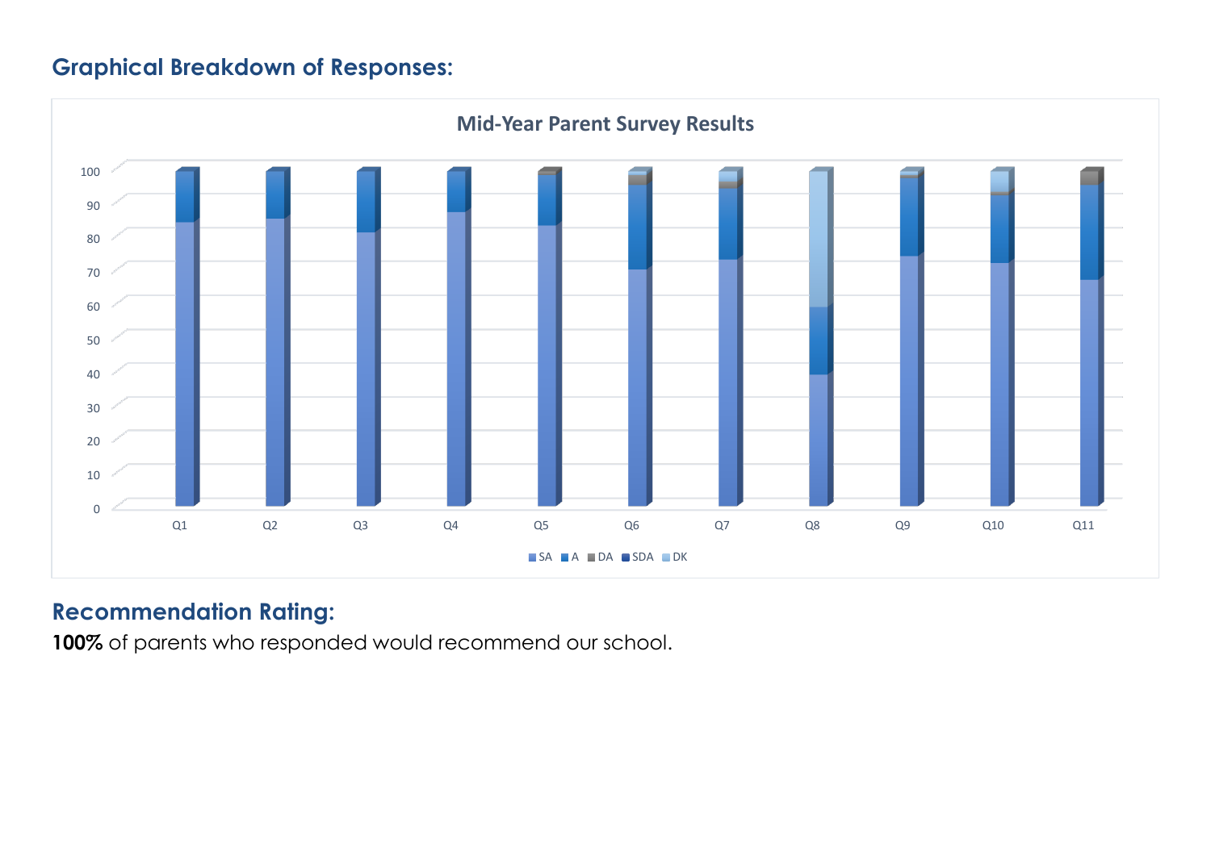## Graphical Breakdown of Responses:

**Mid-Year Parent Survey Results**

Legend: SA, A, DA, SDA, DK

Questions: Q1, Q2, Q3, Q4, Q5, Q6, Q7, Q8, Q9, Q10, Q11

## Recommendation Rating:

**100%** of parents who responded would recommend our school.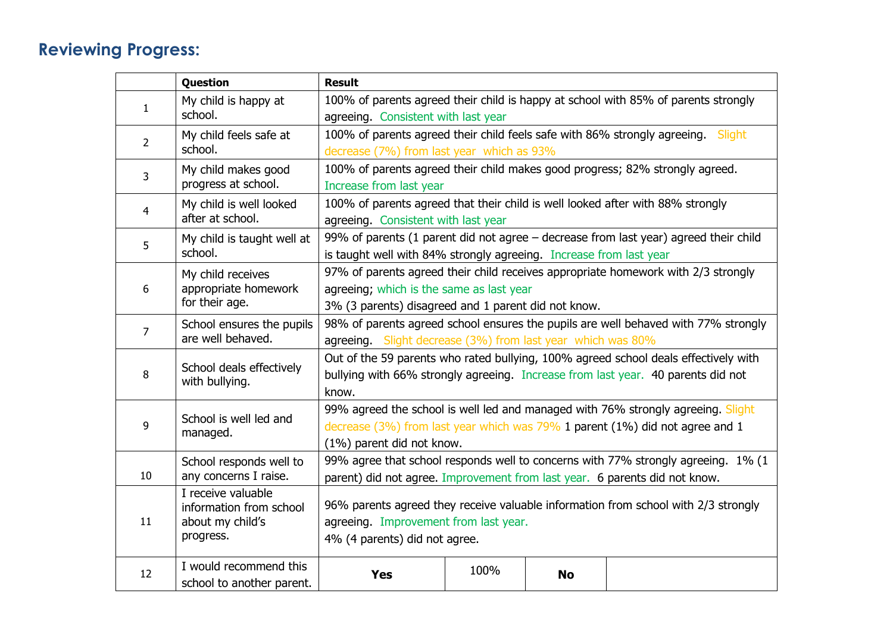## Reviewing Progress:

| | Question | Result | | | |
|---|---|---|---|---|---|
| 1 | My child is happy at school. | 100% of parents agreed their child is happy at school with 85% of parents strongly agreeing. Consistent with last year | | | |
| 2 | My child feels safe at school. | 100% of parents agreed their child feels safe with 86% strongly agreeing. Slight decrease (7%) from last year which as 93% | | | |
| 3 | My child makes good progress at school. | 100% of parents agreed their child makes good progress; 82% strongly agreed. Increase from last year | | | |
| 4 | My child is well looked after at school. | 100% of parents agreed that their child is well looked after with 88% strongly agreeing. Consistent with last year | | | |
| 5 | My child is taught well at school. | 99% of parents (1 parent did not agree – decrease from last year) agreed their child is taught well with 84% strongly agreeing. Increase from last year | | | |
| 6 | My child receives appropriate homework for their age. | 97% of parents agreed their child receives appropriate homework with 2/3 strongly agreeing; which is the same as last year<br>3% (3 parents) disagreed and 1 parent did not know. | | | |
| 7 | School ensures the pupils are well behaved. | 98% of parents agreed school ensures the pupils are well behaved with 77% strongly agreeing. Slight decrease (3%) from last year which was 80% | | | |
| 8 | School deals effectively with bullying. | Out of the 59 parents who rated bullying, 100% agreed school deals effectively with bullying with 66% strongly agreeing. Increase from last year. 40 parents did not know. | | | |
| 9 | School is well led and managed. | 99% agreed the school is well led and managed with 76% strongly agreeing. Slight decrease (3%) from last year which was 79% 1 parent (1%) did not agree and 1 (1%) parent did not know. | | | |
| 10 | School responds well to any concerns I raise. | 99% agree that school responds well to concerns with 77% strongly agreeing. 1% (1 parent) did not agree. Improvement from last year. 6 parents did not know. | | | |
| 11 | I receive valuable information from school about my child's progress. | 96% parents agreed they receive valuable information from school with 2/3 strongly agreeing. Improvement from last year.<br>4% (4 parents) did not agree. | | | |
| 12 | I would recommend this school to another parent. | **Yes** | 100% | **No** | |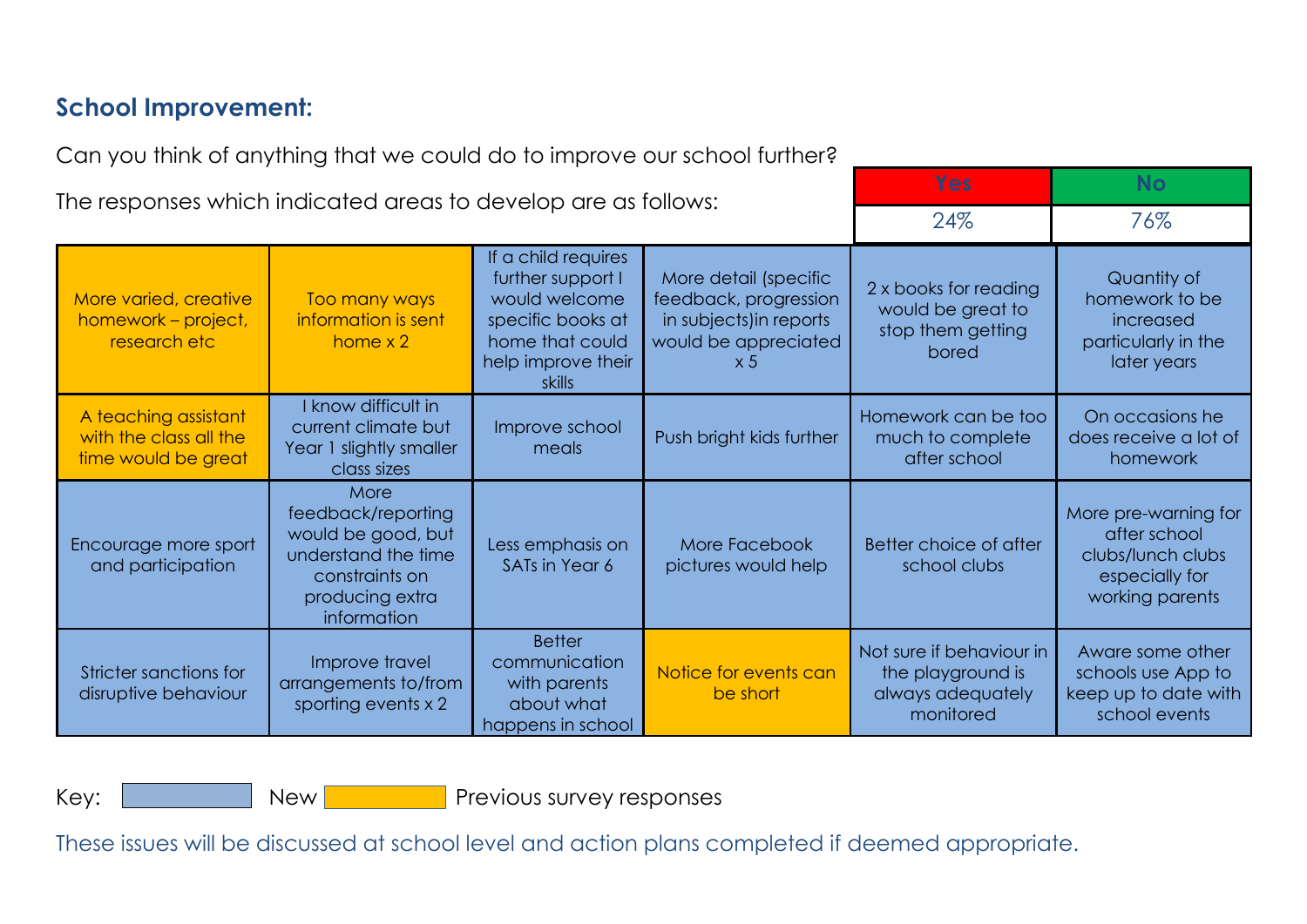## School Improvement:

Can you think of anything that we could do to improve our school further?

The responses which indicated areas to develop are as follows:

| Yes | No |
|---|---|
| 24% | 76% |

| | | | | | |
|---|---|---|---|---|---|
| More varied, creative homework – project, research etc | Too many ways information is sent home x 2 | If a child requires further support I would welcome specific books at home that could help improve their skills | More detail (specific feedback, progression in subjects)in reports would be appreciated x 5 | 2 x books for reading would be great to stop them getting bored | Quantity of homework to be increased particularly in the later years |
| A teaching assistant with the class all the time would be great | I know difficult in current climate but Year 1 slightly smaller class sizes | Improve school meals | Push bright kids further | Homework can be too much to complete after school | On occasions he does receive a lot of homework |
| Encourage more sport and participation | More feedback/reporting would be good, but understand the time constraints on producing extra information | Less emphasis on SATs in Year 6 | More Facebook pictures would help | Better choice of after school clubs | More pre-warning for after school clubs/lunch clubs especially for working parents |
| Stricter sanctions for disruptive behaviour | Improve travel arrangements to/from sporting events x 2 | Better communication with parents about what happens in school | Notice for events can be short | Not sure if behaviour in the playground is always adequately monitored | Aware some other schools use App to keep up to date with school events |

Key: [blue] New [orange] Previous survey responses

These issues will be discussed at school level and action plans completed if deemed appropriate.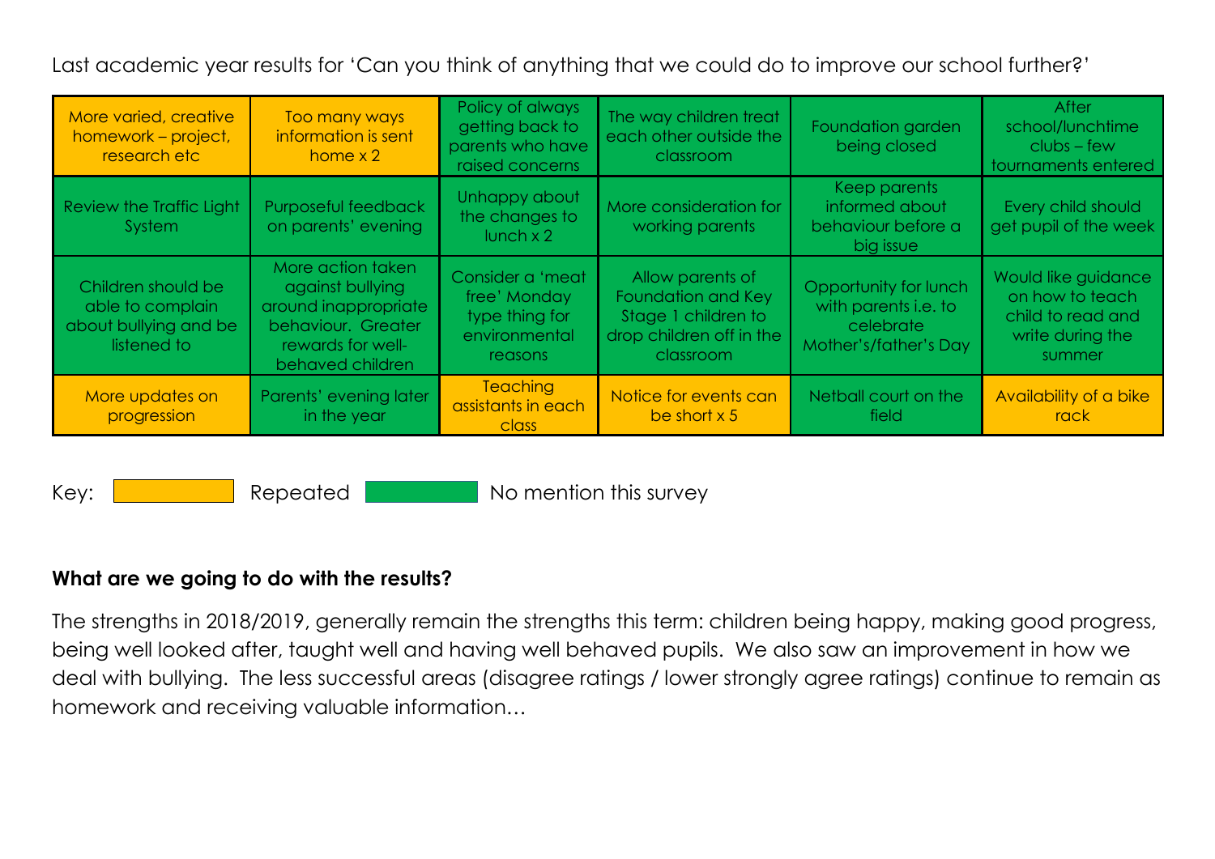Last academic year results for 'Can you think of anything that we could do to improve our school further?'

| More varied, creative homework – project, research etc | Too many ways information is sent home x 2 | Policy of always getting back to parents who have raised concerns | The way children treat each other outside the classroom | Foundation garden being closed | After school/lunchtime clubs – few tournaments entered |
|---|---|---|---|---|---|
| Review the Traffic Light System | Purposeful feedback on parents' evening | Unhappy about the changes to lunch x 2 | More consideration for working parents | Keep parents informed about behaviour before a big issue | Every child should get pupil of the week |
| Children should be able to complain about bullying and be listened to | More action taken against bullying around inappropriate behaviour. Greater rewards for well-behaved children | Consider a 'meat free' Monday type thing for environmental reasons | Allow parents of Foundation and Key Stage 1 children to drop children off in the classroom | Opportunity for lunch with parents i.e. to celebrate Mother's/father's Day | Would like guidance on how to teach child to read and write during the summer |
| More updates on progression | Parents' evening later in the year | Teaching assistants in each class | Notice for events can be short x 5 | Netball court on the field | Availability of a bike rack |

Key: Repeated &nbsp;&nbsp; No mention this survey

### What are we going to do with the results?

The strengths in 2018/2019, generally remain the strengths this term: children being happy, making good progress, being well looked after, taught well and having well behaved pupils. We also saw an improvement in how we deal with bullying. The less successful areas (disagree ratings / lower strongly agree ratings) continue to remain as homework and receiving valuable information…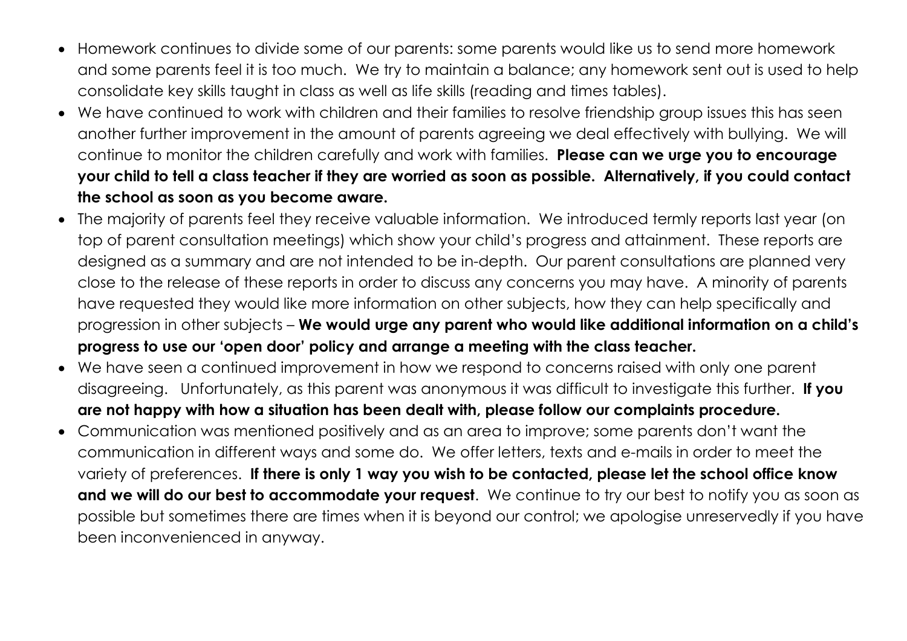- Homework continues to divide some of our parents: some parents would like us to send more homework and some parents feel it is too much. We try to maintain a balance; any homework sent out is used to help consolidate key skills taught in class as well as life skills (reading and times tables).
- We have continued to work with children and their families to resolve friendship group issues this has seen another further improvement in the amount of parents agreeing we deal effectively with bullying. We will continue to monitor the children carefully and work with families. **Please can we urge you to encourage your child to tell a class teacher if they are worried as soon as possible. Alternatively, if you could contact the school as soon as you become aware.**
- The majority of parents feel they receive valuable information. We introduced termly reports last year (on top of parent consultation meetings) which show your child's progress and attainment. These reports are designed as a summary and are not intended to be in-depth. Our parent consultations are planned very close to the release of these reports in order to discuss any concerns you may have. A minority of parents have requested they would like more information on other subjects, how they can help specifically and progression in other subjects – **We would urge any parent who would like additional information on a child's progress to use our 'open door' policy and arrange a meeting with the class teacher.**
- We have seen a continued improvement in how we respond to concerns raised with only one parent disagreeing. Unfortunately, as this parent was anonymous it was difficult to investigate this further. **If you are not happy with how a situation has been dealt with, please follow our complaints procedure.**
- Communication was mentioned positively and as an area to improve; some parents don't want the communication in different ways and some do. We offer letters, texts and e-mails in order to meet the variety of preferences. **If there is only 1 way you wish to be contacted, please let the school office know and we will do our best to accommodate your request**. We continue to try our best to notify you as soon as possible but sometimes there are times when it is beyond our control; we apologise unreservedly if you have been inconvenienced in anyway.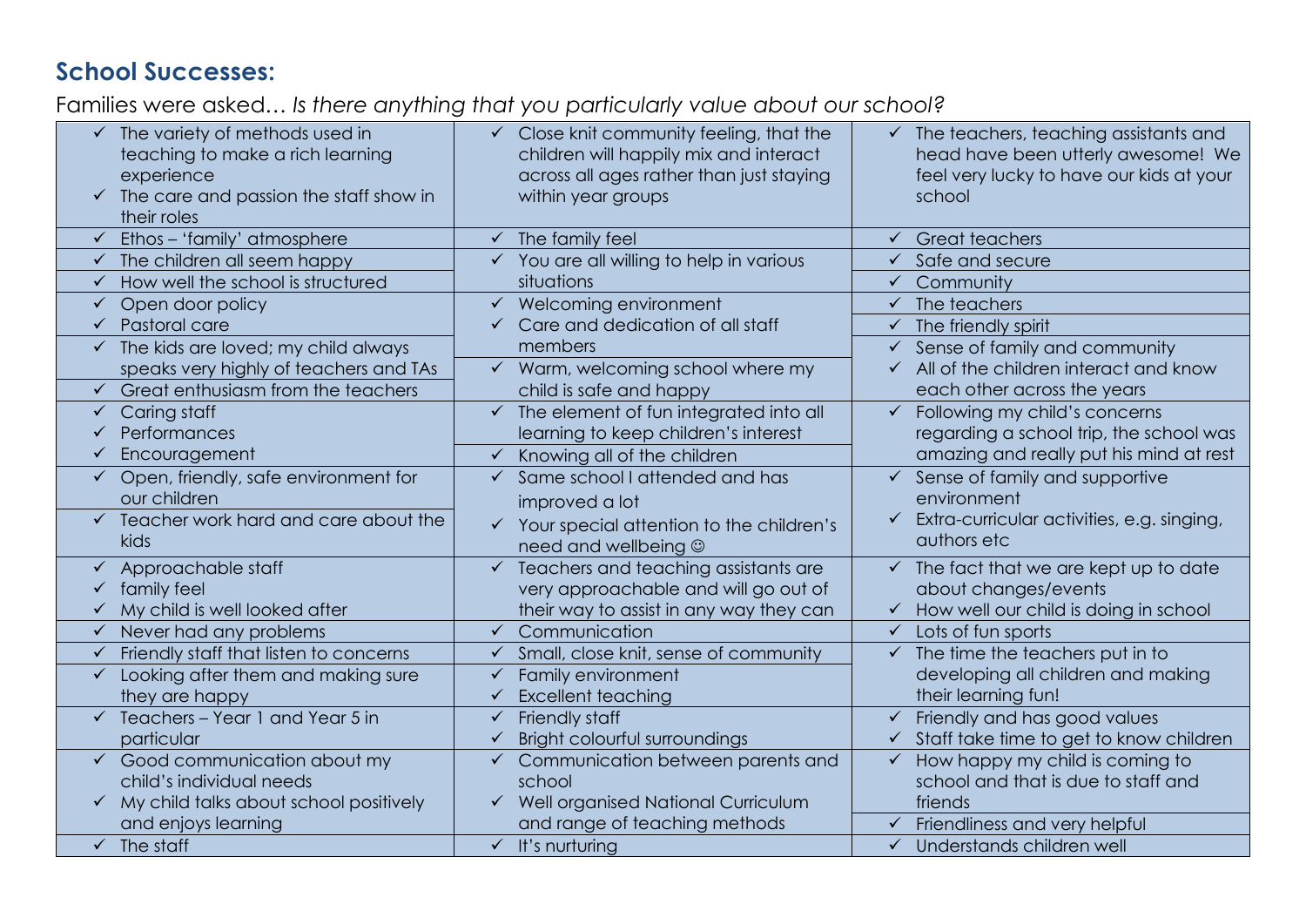## School Successes:

Families were asked… *Is there anything that you particularly value about our school?*

| | | |
|---|---|---|
| ✓ The variety of methods used in teaching to make a rich learning experience<br>✓ The care and passion the staff show in their roles | ✓ Close knit community feeling, that the children will happily mix and interact across all ages rather than just staying within year groups | ✓ The teachers, teaching assistants and head have been utterly awesome! We feel very lucky to have our kids at your school |
| ✓ Ethos – 'family' atmosphere | ✓ The family feel | ✓ Great teachers |
| ✓ The children all seem happy | ✓ You are all willing to help in various situations | ✓ Safe and secure |
| ✓ How well the school is structured | | ✓ Community |
| ✓ Open door policy<br>✓ Pastoral care | ✓ Welcoming environment<br>✓ Care and dedication of all staff members | ✓ The teachers |
| | | ✓ The friendly spirit |
| ✓ The kids are loved; my child always speaks very highly of teachers and TAs | ✓ Warm, welcoming school where my child is safe and happy | ✓ Sense of family and community<br>✓ All of the children interact and know each other across the years |
| ✓ Great enthusiasm from the teachers | | |
| ✓ Caring staff<br>✓ Performances<br>✓ Encouragement | ✓ The element of fun integrated into all learning to keep children's interest | ✓ Following my child's concerns regarding a school trip, the school was amazing and really put his mind at rest |
| | ✓ Knowing all of the children | |
| ✓ Open, friendly, safe environment for our children | ✓ Same school I attended and has improved a lot<br>✓ Your special attention to the children's need and wellbeing ☺ | ✓ Sense of family and supportive environment<br>✓ Extra-curricular activities, e.g. singing, authors etc |
| ✓ Teacher work hard and care about the kids | | |
| ✓ Approachable staff<br>✓ family feel<br>✓ My child is well looked after | ✓ Teachers and teaching assistants are very approachable and will go out of their way to assist in any way they can | ✓ The fact that we are kept up to date about changes/events<br>✓ How well our child is doing in school |
| ✓ Never had any problems | ✓ Communication | ✓ Lots of fun sports |
| ✓ Friendly staff that listen to concerns | ✓ Small, close knit, sense of community | ✓ The time the teachers put in to developing all children and making their learning fun! |
| ✓ Looking after them and making sure they are happy | ✓ Family environment<br>✓ Excellent teaching | |
| ✓ Teachers – Year 1 and Year 5 in particular | ✓ Friendly staff<br>✓ Bright colourful surroundings | ✓ Friendly and has good values<br>✓ Staff take time to get to know children |
| ✓ Good communication about my child's individual needs<br>✓ My child talks about school positively and enjoys learning | ✓ Communication between parents and school<br>✓ Well organised National Curriculum and range of teaching methods | ✓ How happy my child is coming to school and that is due to staff and friends |
| | | ✓ Friendliness and very helpful |
| ✓ The staff | ✓ It's nurturing | ✓ Understands children well |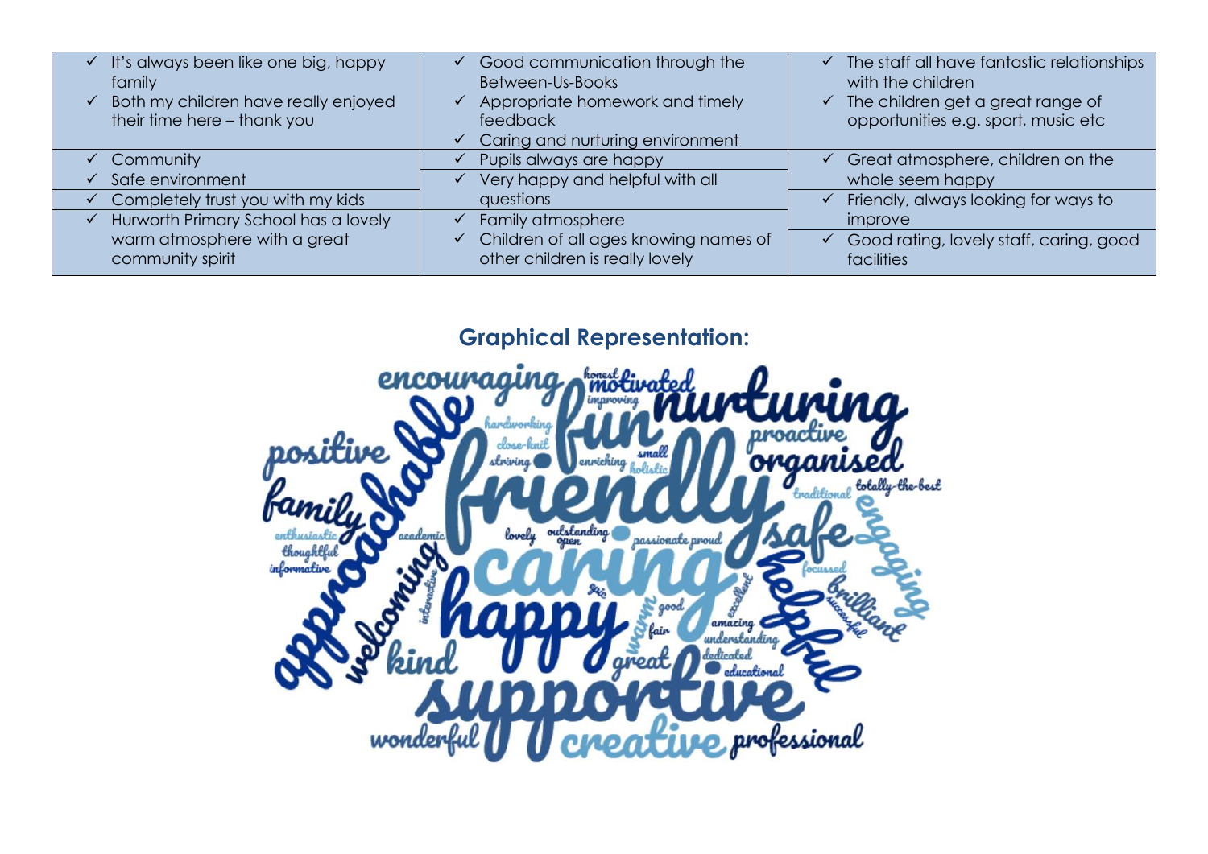| | | |
|---|---|---|
| ✓ It's always been like one big, happy family<br>✓ Both my children have really enjoyed their time here – thank you | ✓ Good communication through the Between-Us-Books<br>✓ Appropriate homework and timely feedback<br>✓ Caring and nurturing environment | ✓ The staff all have fantastic relationships with the children<br>✓ The children get a great range of opportunities e.g. sport, music etc |
| ✓ Community<br>✓ Safe environment | ✓ Pupils always are happy | ✓ Great atmosphere, children on the whole seem happy |
| ✓ Completely trust you with my kids | ✓ Very happy and helpful with all questions | ✓ Friendly, always looking for ways to improve |
| ✓ Hurworth Primary School has a lovely warm atmosphere with a great community spirit | ✓ Family atmosphere<br>✓ Children of all ages knowing names of other children is really lovely | ✓ Good rating, lovely staff, caring, good facilities |

## Graphical Representation: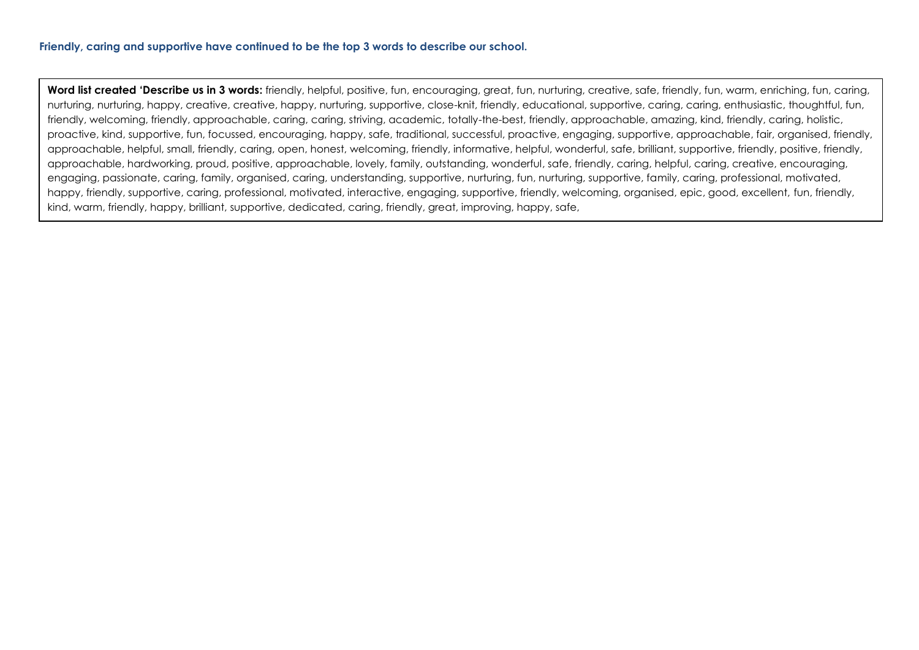**Friendly, caring and supportive have continued to be the top 3 words to describe our school.**

**Word list created 'Describe us in 3 words:** friendly, helpful, positive, fun, encouraging, great, fun, nurturing, creative, safe, friendly, fun, warm, enriching, fun, caring, nurturing, nurturing, happy, creative, creative, happy, nurturing, supportive, close-knit, friendly, educational, supportive, caring, caring, enthusiastic, thoughtful, fun, friendly, welcoming, friendly, approachable, caring, caring, striving, academic, totally-the-best, friendly, approachable, amazing, kind, friendly, caring, holistic, proactive, kind, supportive, fun, focussed, encouraging, happy, safe, traditional, successful, proactive, engaging, supportive, approachable, fair, organised, friendly, approachable, helpful, small, friendly, caring, open, honest, welcoming, friendly, informative, helpful, wonderful, safe, brilliant, supportive, friendly, positive, friendly, approachable, hardworking, proud, positive, approachable, lovely, family, outstanding, wonderful, safe, friendly, caring, helpful, caring, creative, encouraging, engaging, passionate, caring, family, organised, caring, understanding, supportive, nurturing, fun, nurturing, supportive, family, caring, professional, motivated, happy, friendly, supportive, caring, professional, motivated, interactive, engaging, supportive, friendly, welcoming, organised, epic, good, excellent, fun, friendly, kind, warm, friendly, happy, brilliant, supportive, dedicated, caring, friendly, great, improving, happy, safe,